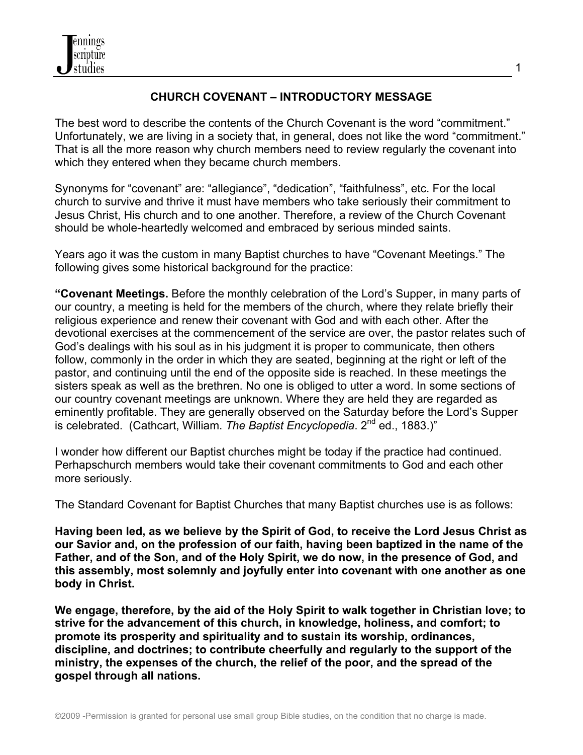## CHURCH COVENANT – INTRODUCTORY MESSAGE

The best word to describe the contents of the Church Covenant is the word "commitment." Unfortunately, we are living in a society that, in general, does not like the word "commitment." That is all the more reason why church members need to review regularly the covenant into which they entered when they became church members.

Synonyms for "covenant" are: "allegiance", "dedication", "faithfulness", etc. For the local church to survive and thrive it must have members who take seriously their commitment to Jesus Christ, His church and to one another. Therefore, a review of the Church Covenant should be whole-heartedly welcomed and embraced by serious minded saints.

Years ago it was the custom in many Baptist churches to have "Covenant Meetings." The following gives some historical background for the practice:

**"Covenant Meetings.** Before the monthly celebration of the Lord's Supper, in many parts of our country, a meeting is held for the members of the church, where they relate briefly their religious experience and renew their covenant with God and with each other. After the devotional exercises at the commencement of the service are over, the pastor relates such of God's dealings with his soul as in his judgment it is proper to communicate, then others follow, commonly in the order in which they are seated, beginning at the right or left of the pastor, and continuing until the end of the opposite side is reached. In these meetings the sisters speak as well as the brethren. No one is obliged to utter a word. In some sections of our country covenant meetings are unknown. Where they are held they are regarded as eminently profitable. They are generally observed on the Saturday before the Lord's Supper is celebrated. (Cathcart, William. *The Baptist Encyclopedia*. 2nd ed., 1883.)"

I wonder how different our Baptist churches might be today if the practice had continued. Perhapschurch members would take their covenant commitments to God and each other more seriously.

The Standard Covenant for Baptist Churches that many Baptist churches use is as follows:

**Having been led, as we believe by the Spirit of God, to receive the Lord Jesus Christ as our Savior and, on the profession of our faith, having been baptized in the name of the Father, and of the Son, and of the Holy Spirit, we do now, in the presence of God, and this assembly, most solemnly and joyfully enter into covenant with one another as one body in Christ.**

**We engage, therefore, by the aid of the Holy Spirit to walk together in Christian love; to strive for the advancement of this church, in knowledge, holiness, and comfort; to promote its prosperity and spirituality and to sustain its worship, ordinances, discipline, and doctrines; to contribute cheerfully and regularly to the support of the ministry, the expenses of the church, the relief of the poor, and the spread of the gospel through all nations.**

©2009 -Permission is granted for personal use small group Bible studies, on the condition that no charge is made.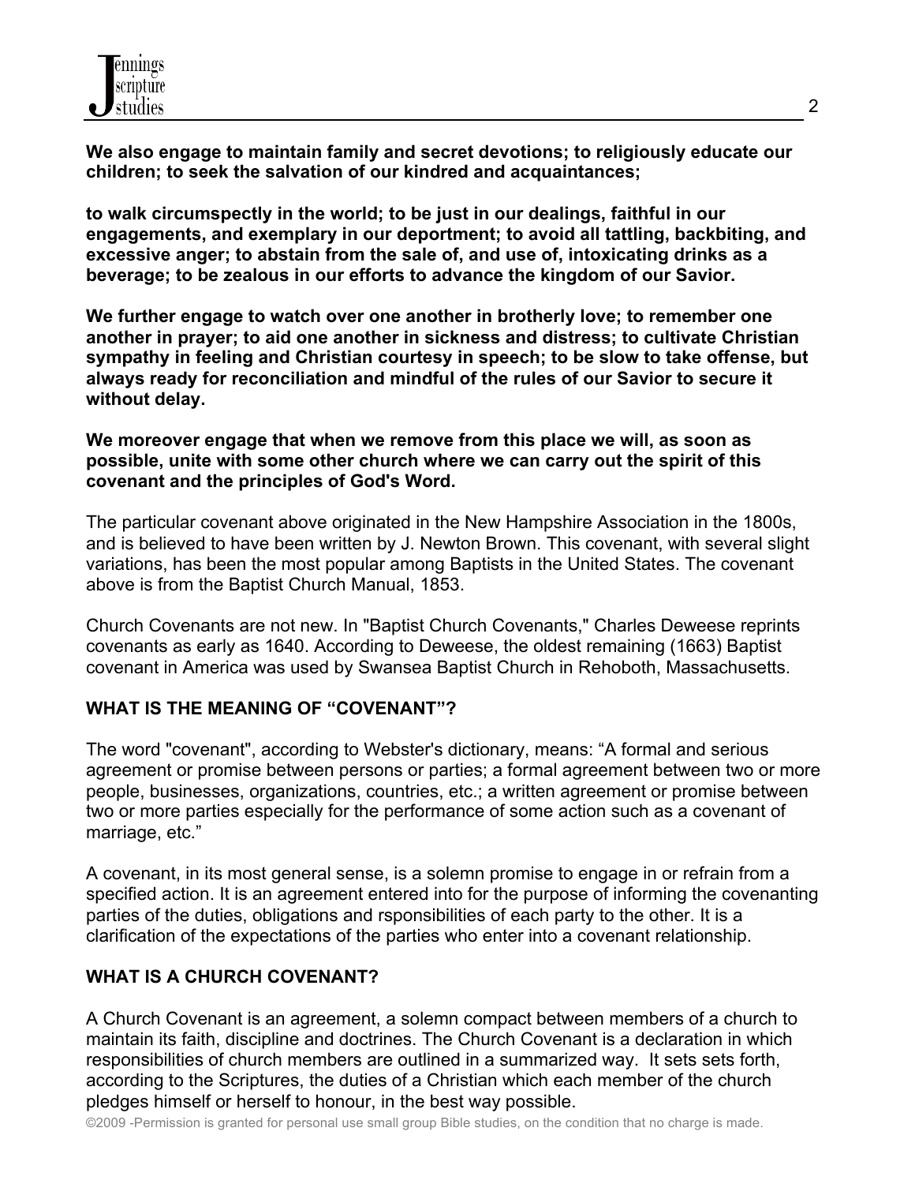**We also engage to maintain family and secret devotions; to religiously educate our children; to seek the salvation of our kindred and acquaintances;**

**to walk circumspectly in the world; to be just in our dealings, faithful in our engagements, and exemplary in our deportment; to avoid all tattling, backbiting, and excessive anger; to abstain from the sale of, and use of, intoxicating drinks as a beverage; to be zealous in our efforts to advance the kingdom of our Savior.**

**We further engage to watch over one another in brotherly love; to remember one another in prayer; to aid one another in sickness and distress; to cultivate Christian sympathy in feeling and Christian courtesy in speech; to be slow to take offense, but always ready for reconciliation and mindful of the rules of our Savior to secure it without delay.**

**We moreover engage that when we remove from this place we will, as soon as possible, unite with some other church where we can carry out the spirit of this covenant and the principles of God's Word.**

The particular covenant above originated in the New Hampshire Association in the 1800s, and is believed to have been written by J. Newton Brown. This covenant, with several slight variations, has been the most popular among Baptists in the United States. The covenant above is from the Baptist Church Manual, 1853.

Church Covenants are not new. In "Baptist Church Covenants," Charles Deweese reprints covenants as early as 1640. According to Deweese, the oldest remaining (1663) Baptist covenant in America was used by Swansea Baptist Church in Rehoboth, Massachusetts.

## WHAT IS THE MEANING OF "COVENANT"?

The word "covenant", according to Webster's dictionary, means: "A formal and serious agreement or promise between persons or parties; a formal agreement between two or more people, businesses, organizations, countries, etc.; a written agreement or promise between two or more parties especially for the performance of some action such as a covenant of marriage, etc."

A covenant, in its most general sense, is a solemn promise to engage in or refrain from a specified action. It is an agreement entered into for the purpose of informing the covenanting parties of the duties, obligations and rsponsibilities of each party to the other. It is a clarification of the expectations of the parties who enter into a covenant relationship.

## WHAT IS A CHURCH COVENANT?

A Church Covenant is an agreement, a solemn compact between members of a church to maintain its faith, discipline and doctrines. The Church Covenant is a declaration in which responsibilities of church members are outlined in a summarized way. It sets sets forth, according to the Scriptures, the duties of a Christian which each member of the church pledges himself or herself to honour, in the best way possible.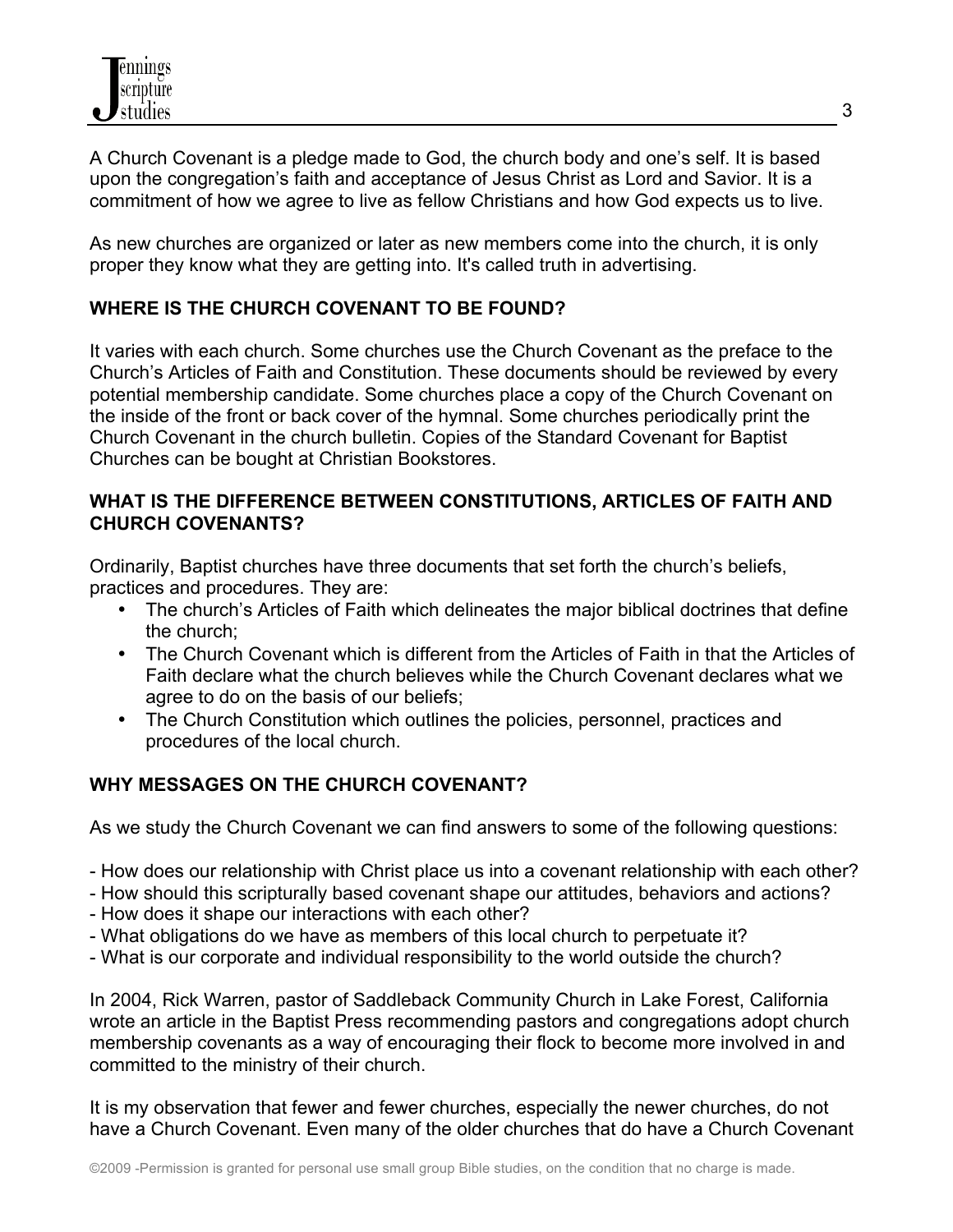A Church Covenant is a pledge made to God, the church body and one's self. It is based upon the congregation's faith and acceptance of Jesus Christ as Lord and Savior. It is a commitment of how we agree to live as fellow Christians and how God expects us to live.

As new churches are organized or later as new members come into the church, it is only proper they know what they are getting into. It's called truth in advertising.

**WHERE IS THE CHURCH COVENANT TO BE FOUND?**

It varies with each church. Some churches use the Church Covenant as the preface to the Church's Articles of Faith and Constitution. These documents should be reviewed by every potential membership candidate. Some churches place a copy of the Church Covenant on the inside of the front or back cover of the hymnal. Some churches periodically print the Church Covenant in the church bulletin. Copies of the Standard Covenant for Baptist Churches can be bought at Christian Bookstores.

**WHAT IS THE DIFFERENCE BETWEEN CONSTITUTIONS, ARTICLES OF FAITH AND CHURCH COVENANTS?**

Ordinarily, Baptist churches have three documents that set forth the church's beliefs, practices and procedures. They are:

- The church's Articles of Faith which delineates the major biblical doctrines that define the church;
- The Church Covenant which is different from the Articles of Faith in that the Articles of Faith declare what the church believes while the Church Covenant declares what we agree to do on the basis of our beliefs;
- The Church Constitution which outlines the policies, personnel, practices and procedures of the local church.

**WHY MESSAGES ON THE CHURCH COVENANT?**

As we study the Church Covenant we can find answers to some of the following questions:

- How does our relationship with Christ place us into a covenant relationship with each other?
- How should this scripturally based covenant shape our attitudes, behaviors and actions?
- How does it shape our interactions with each other?
- What obligations do we have as members of this local church to perpetuate it?
- What is our corporate and individual responsibility to the world outside the church?

In 2004, Rick Warren, pastor of Saddleback Community Church in Lake Forest, California wrote an article in the Baptist Press recommending pastors and congregations adopt church membership covenants as a way of encouraging their flock to become more involved in and committed to the ministry of their church.

It is my observation that fewer and fewer churches, especially the newer churches, do not have a Church Covenant. Even many of the older churches that do have a Church Covenant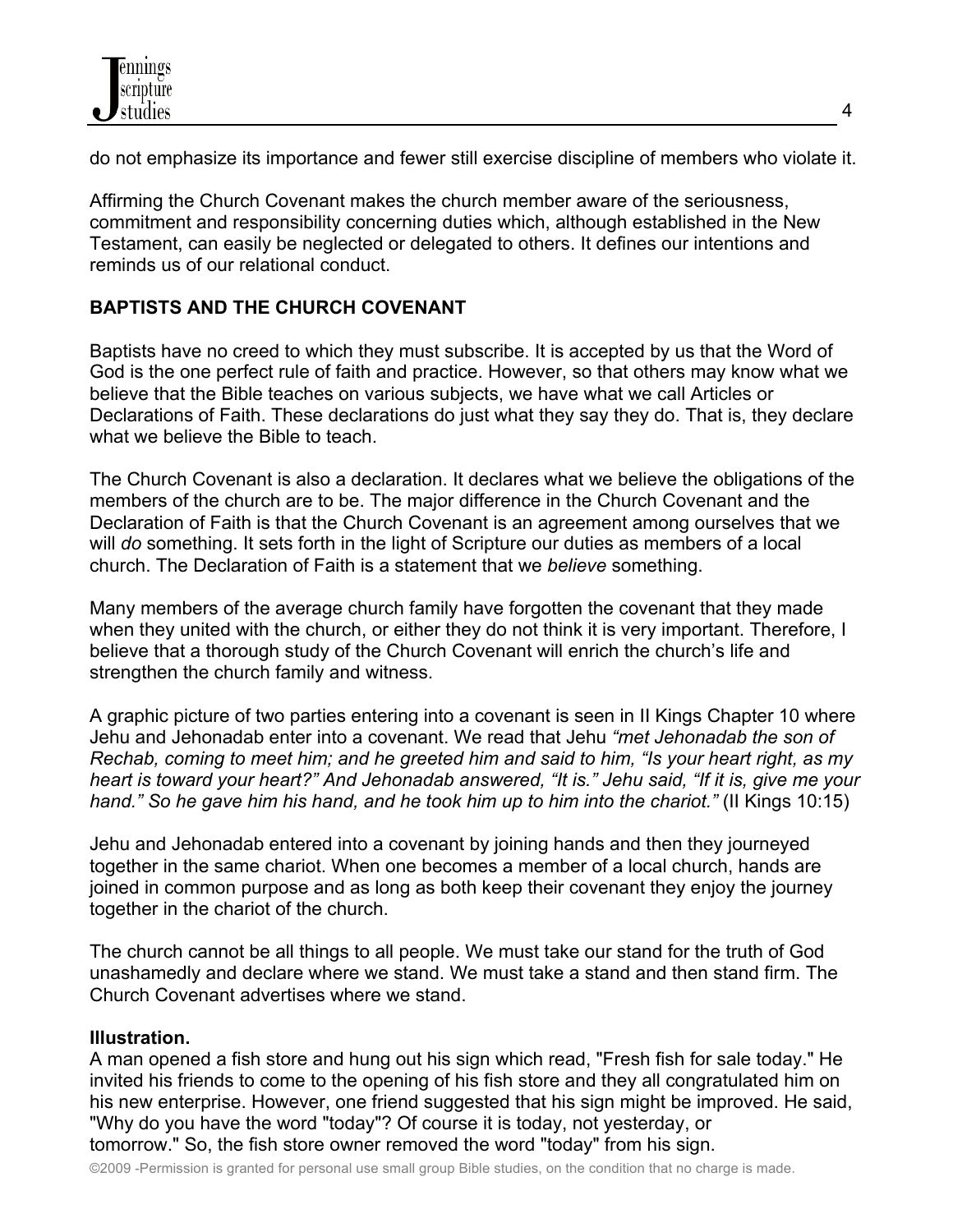do not emphasize its importance and fewer still exercise discipline of members who violate it.

Affirming the Church Covenant makes the church member aware of the seriousness, commitment and responsibility concerning duties which, although established in the New Testament, can easily be neglected or delegated to others. It defines our intentions and reminds us of our relational conduct.

**BAPTISTS AND THE CHURCH COVENANT**

Baptists have no creed to which they must subscribe. It is accepted by us that the Word of God is the one perfect rule of faith and practice. However, so that others may know what we believe that the Bible teaches on various subjects, we have what we call Articles or Declarations of Faith. These declarations do just what they say they do. That is, they declare what we believe the Bible to teach.

The Church Covenant is also a declaration. It declares what we believe the obligations of the members of the church are to be. The major difference in the Church Covenant and the Declaration of Faith is that the Church Covenant is an agreement among ourselves that we will *do* something. It sets forth in the light of Scripture our duties as members of a local church. The Declaration of Faith is a statement that we *believe* something.

Many members of the average church family have forgotten the covenant that they made when they united with the church, or either they do not think it is very important. Therefore, I believe that a thorough study of the Church Covenant will enrich the church's life and strengthen the church family and witness.

A graphic picture of two parties entering into a covenant is seen in II Kings Chapter 10 where Jehu and Jehonadab enter into a covenant. We read that Jehu *"met Jehonadab the son of Rechab, coming to meet him; and he greeted him and said to him, "Is your heart right, as my heart is toward your heart?" And Jehonadab answered, "It is." Jehu said, "If it is, give me your hand." So he gave him his hand, and he took him up to him into the chariot."* (II Kings 10:15)

Jehu and Jehonadab entered into a covenant by joining hands and then they journeyed together in the same chariot. When one becomes a member of a local church, hands are joined in common purpose and as long as both keep their covenant they enjoy the journey together in the chariot of the church.

The church cannot be all things to all people. We must take our stand for the truth of God unashamedly and declare where we stand. We must take a stand and then stand firm. The Church Covenant advertises where we stand.

**Illustration.**
A man opened a fish store and hung out his sign which read, "Fresh fish for sale today." He invited his friends to come to the opening of his fish store and they all congratulated him on his new enterprise. However, one friend suggested that his sign might be improved. He said, "Why do you have the word "today"? Of course it is today, not yesterday, or tomorrow." So, the fish store owner removed the word "today" from his sign.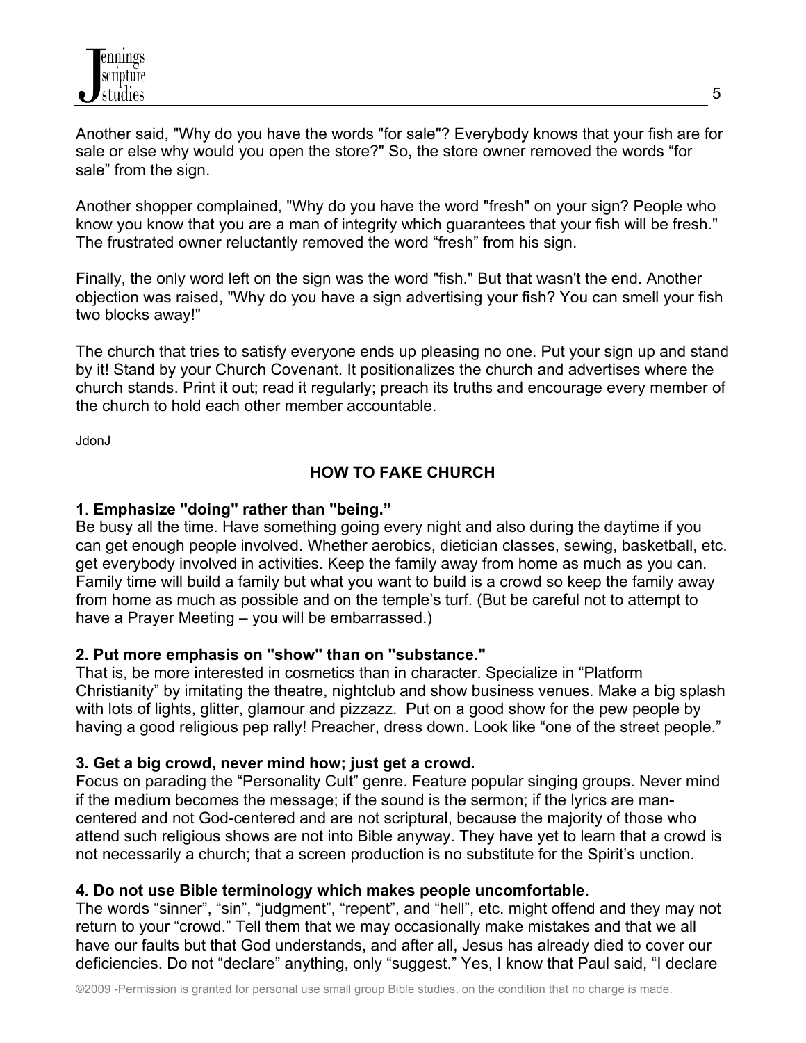Another said, "Why do you have the words "for sale"? Everybody knows that your fish are for sale or else why would you open the store?" So, the store owner removed the words "for sale" from the sign.

Another shopper complained, "Why do you have the word "fresh" on your sign? People who know you know that you are a man of integrity which guarantees that your fish will be fresh." The frustrated owner reluctantly removed the word "fresh" from his sign.

Finally, the only word left on the sign was the word "fish." But that wasn't the end. Another objection was raised, "Why do you have a sign advertising your fish? You can smell your fish two blocks away!"

The church that tries to satisfy everyone ends up pleasing no one. Put your sign up and stand by it! Stand by your Church Covenant. It positionalizes the church and advertises where the church stands. Print it out; read it regularly; preach its truths and encourage every member of the church to hold each other member accountable.

JdonJ

## HOW TO FAKE CHURCH

**1**. **Emphasize "doing" rather than "being."**
Be busy all the time. Have something going every night and also during the daytime if you can get enough people involved. Whether aerobics, dietician classes, sewing, basketball, etc. get everybody involved in activities. Keep the family away from home as much as you can. Family time will build a family but what you want to build is a crowd so keep the family away from home as much as possible and on the temple's turf. (But be careful not to attempt to have a Prayer Meeting – you will be embarrassed.)

**2. Put more emphasis on "show" than on "substance."**
That is, be more interested in cosmetics than in character. Specialize in "Platform Christianity" by imitating the theatre, nightclub and show business venues. Make a big splash with lots of lights, glitter, glamour and pizzazz. Put on a good show for the pew people by having a good religious pep rally! Preacher, dress down. Look like "one of the street people."

**3. Get a big crowd, never mind how; just get a crowd.**
Focus on parading the "Personality Cult" genre. Feature popular singing groups. Never mind if the medium becomes the message; if the sound is the sermon; if the lyrics are man-centered and not God-centered and are not scriptural, because the majority of those who attend such religious shows are not into Bible anyway. They have yet to learn that a crowd is not necessarily a church; that a screen production is no substitute for the Spirit's unction.

**4. Do not use Bible terminology which makes people uncomfortable.**
The words "sinner", "sin", "judgment", "repent", and "hell", etc. might offend and they may not return to your "crowd." Tell them that we may occasionally make mistakes and that we all have our faults but that God understands, and after all, Jesus has already died to cover our deficiencies. Do not "declare" anything, only "suggest." Yes, I know that Paul said, "I declare

©2009 -Permission is granted for personal use small group Bible studies, on the condition that no charge is made.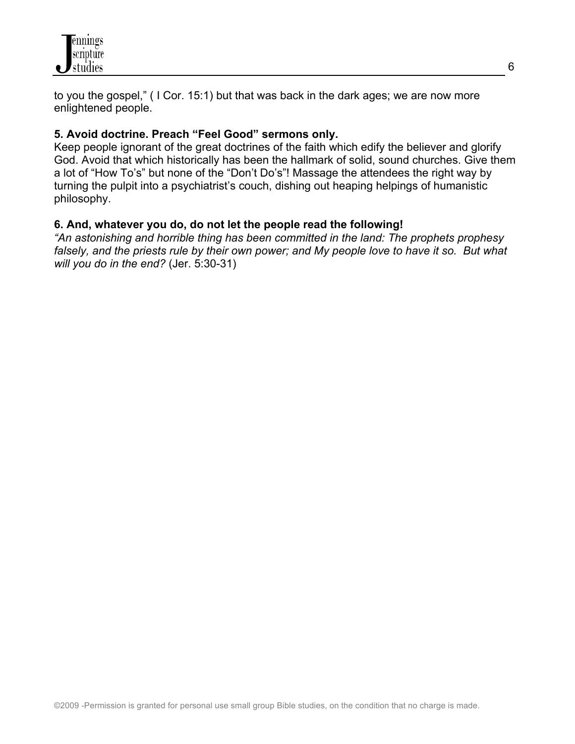to you the gospel," ( I Cor. 15:1) but that was back in the dark ages; we are now more enlightened people.

**5. Avoid doctrine. Preach "Feel Good" sermons only.**

Keep people ignorant of the great doctrines of the faith which edify the believer and glorify God. Avoid that which historically has been the hallmark of solid, sound churches. Give them a lot of "How To's" but none of the "Don't Do's"! Massage the attendees the right way by turning the pulpit into a psychiatrist's couch, dishing out heaping helpings of humanistic philosophy.

**6. And, whatever you do, do not let the people read the following!**

*"An astonishing and horrible thing has been committed in the land: The prophets prophesy falsely, and the priests rule by their own power; and My people love to have it so. But what will you do in the end?* (Jer. 5:30-31)

©2009 -Permission is granted for personal use small group Bible studies, on the condition that no charge is made.